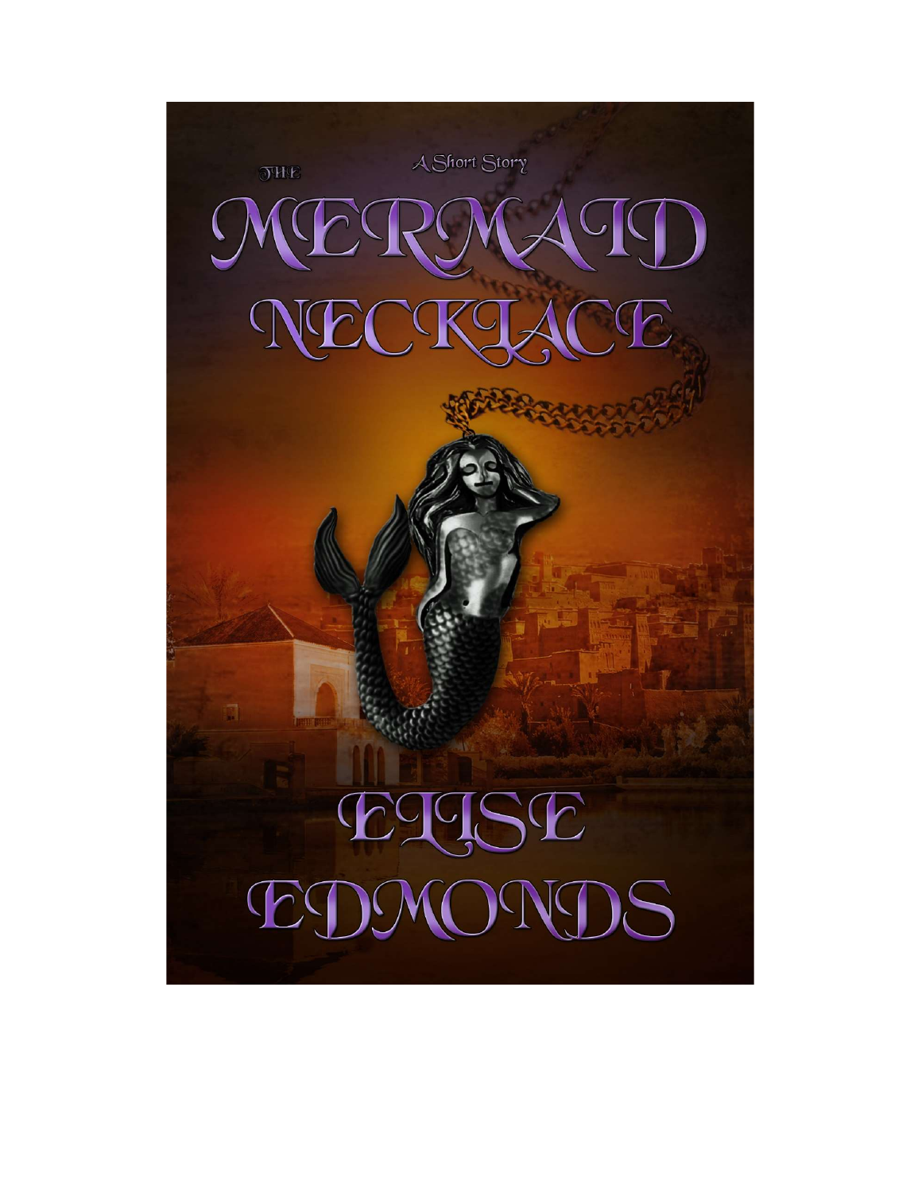A Short Story

# THE MERMAID NECKLACE

ELISE EDMONDS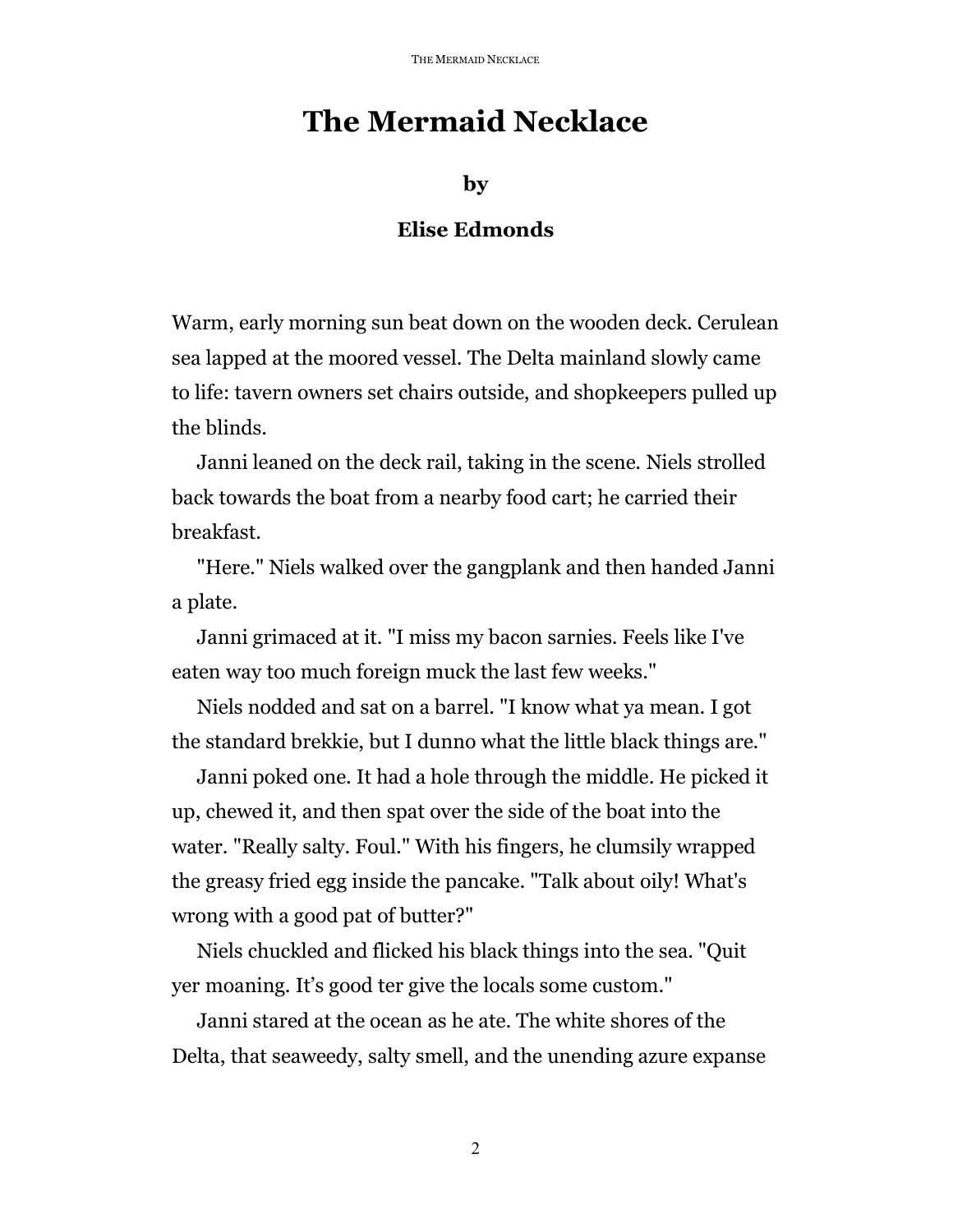# The Mermaid Necklace

**by**

**Elise Edmonds**

Warm, early morning sun beat down on the wooden deck. Cerulean sea lapped at the moored vessel. The Delta mainland slowly came to life: tavern owners set chairs outside, and shopkeepers pulled up the blinds.

Janni leaned on the deck rail, taking in the scene. Niels strolled back towards the boat from a nearby food cart; he carried their breakfast.

"Here." Niels walked over the gangplank and then handed Janni a plate.

Janni grimaced at it. "I miss my bacon sarnies. Feels like I've eaten way too much foreign muck the last few weeks."

Niels nodded and sat on a barrel. "I know what ya mean. I got the standard brekkie, but I dunno what the little black things are."

Janni poked one. It had a hole through the middle. He picked it up, chewed it, and then spat over the side of the boat into the water. "Really salty. Foul." With his fingers, he clumsily wrapped the greasy fried egg inside the pancake. "Talk about oily! What's wrong with a good pat of butter?"

Niels chuckled and flicked his black things into the sea. "Quit yer moaning. It's good ter give the locals some custom."

Janni stared at the ocean as he ate. The white shores of the Delta, that seaweedy, salty smell, and the unending azure expanse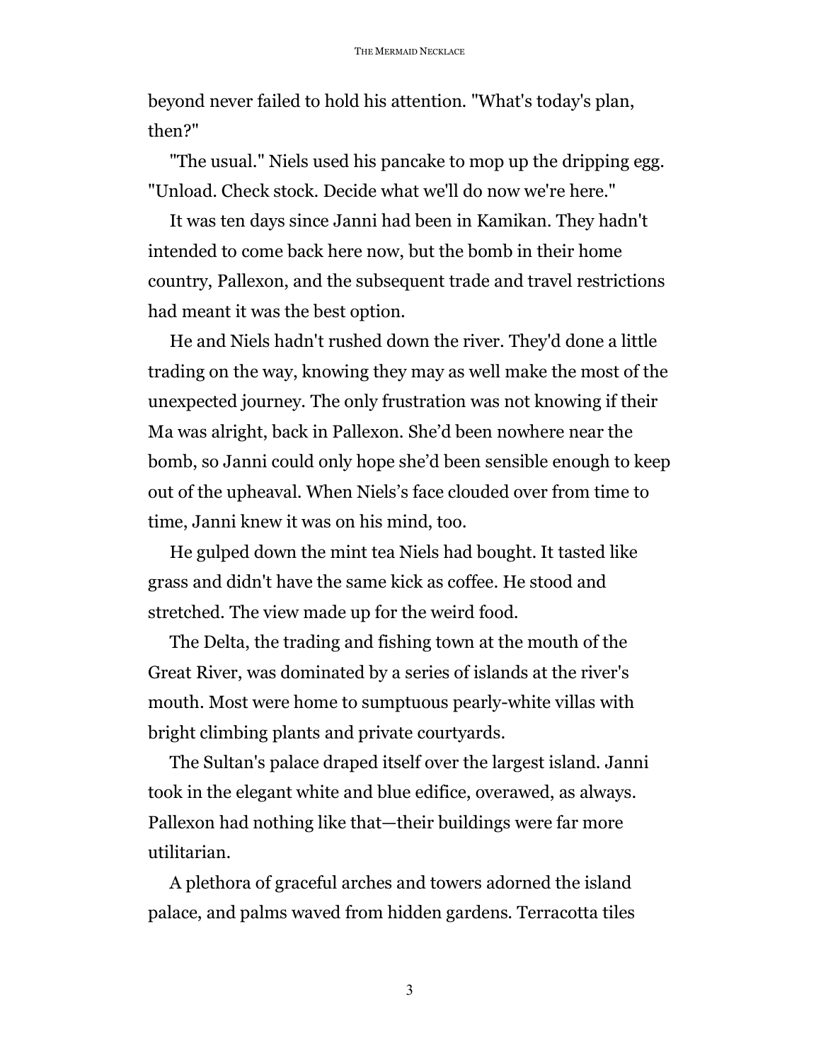beyond never failed to hold his attention. "What's today's plan, then?"

"The usual." Niels used his pancake to mop up the dripping egg. "Unload. Check stock. Decide what we'll do now we're here."

It was ten days since Janni had been in Kamikan. They hadn't intended to come back here now, but the bomb in their home country, Pallexon, and the subsequent trade and travel restrictions had meant it was the best option.

He and Niels hadn't rushed down the river. They'd done a little trading on the way, knowing they may as well make the most of the unexpected journey. The only frustration was not knowing if their Ma was alright, back in Pallexon. She'd been nowhere near the bomb, so Janni could only hope she'd been sensible enough to keep out of the upheaval. When Niels's face clouded over from time to time, Janni knew it was on his mind, too.

He gulped down the mint tea Niels had bought. It tasted like grass and didn't have the same kick as coffee. He stood and stretched. The view made up for the weird food.

The Delta, the trading and fishing town at the mouth of the Great River, was dominated by a series of islands at the river's mouth. Most were home to sumptuous pearly-white villas with bright climbing plants and private courtyards.

The Sultan's palace draped itself over the largest island. Janni took in the elegant white and blue edifice, overawed, as always. Pallexon had nothing like that—their buildings were far more utilitarian.

A plethora of graceful arches and towers adorned the island palace, and palms waved from hidden gardens. Terracotta tiles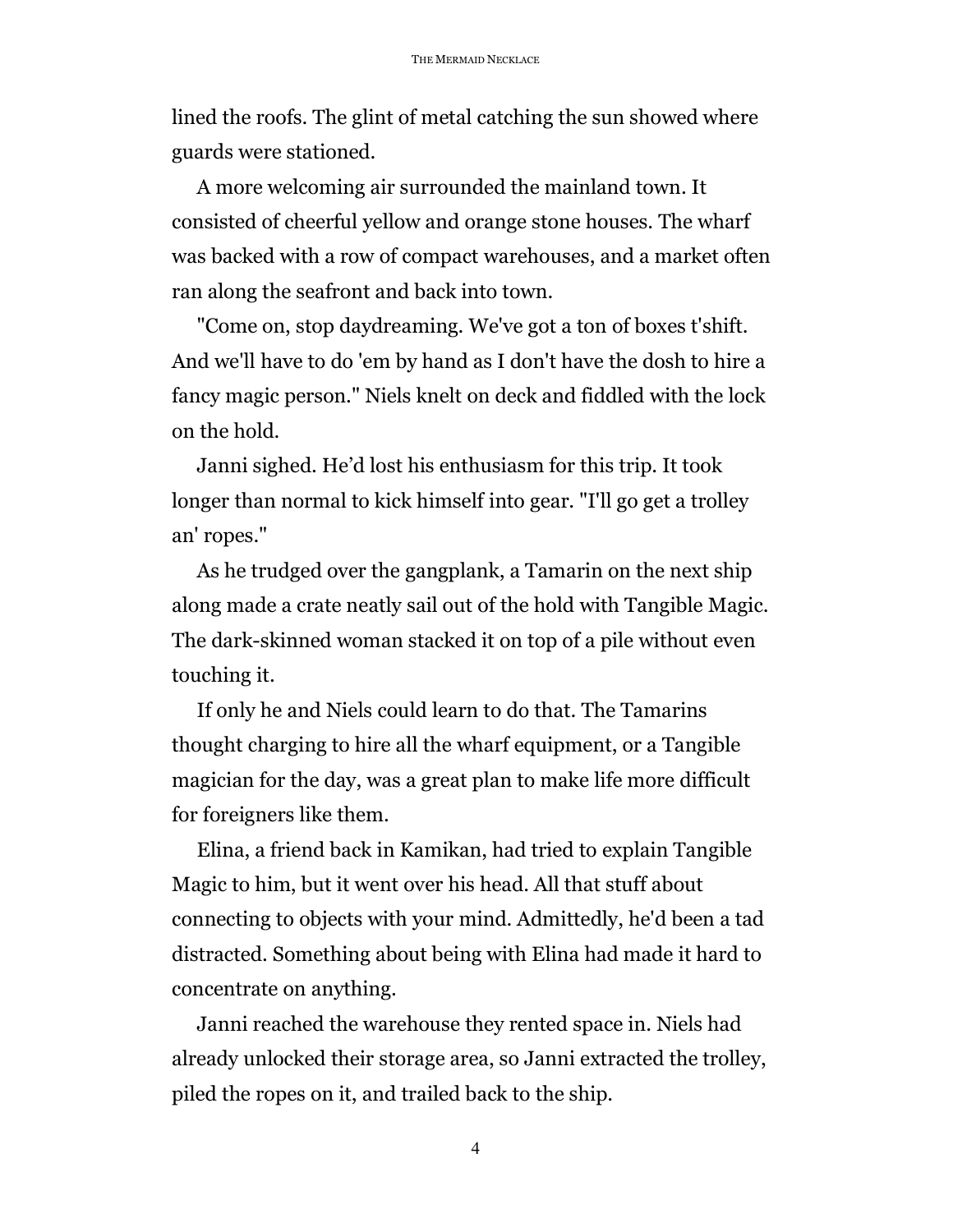lined the roofs. The glint of metal catching the sun showed where guards were stationed.

A more welcoming air surrounded the mainland town. It consisted of cheerful yellow and orange stone houses. The wharf was backed with a row of compact warehouses, and a market often ran along the seafront and back into town.

"Come on, stop daydreaming. We've got a ton of boxes t'shift. And we'll have to do 'em by hand as I don't have the dosh to hire a fancy magic person." Niels knelt on deck and fiddled with the lock on the hold.

Janni sighed. He'd lost his enthusiasm for this trip. It took longer than normal to kick himself into gear. "I'll go get a trolley an' ropes."

As he trudged over the gangplank, a Tamarin on the next ship along made a crate neatly sail out of the hold with Tangible Magic. The dark-skinned woman stacked it on top of a pile without even touching it.

If only he and Niels could learn to do that. The Tamarins thought charging to hire all the wharf equipment, or a Tangible magician for the day, was a great plan to make life more difficult for foreigners like them.

Elina, a friend back in Kamikan, had tried to explain Tangible Magic to him, but it went over his head. All that stuff about connecting to objects with your mind. Admittedly, he'd been a tad distracted. Something about being with Elina had made it hard to concentrate on anything.

Janni reached the warehouse they rented space in. Niels had already unlocked their storage area, so Janni extracted the trolley, piled the ropes on it, and trailed back to the ship.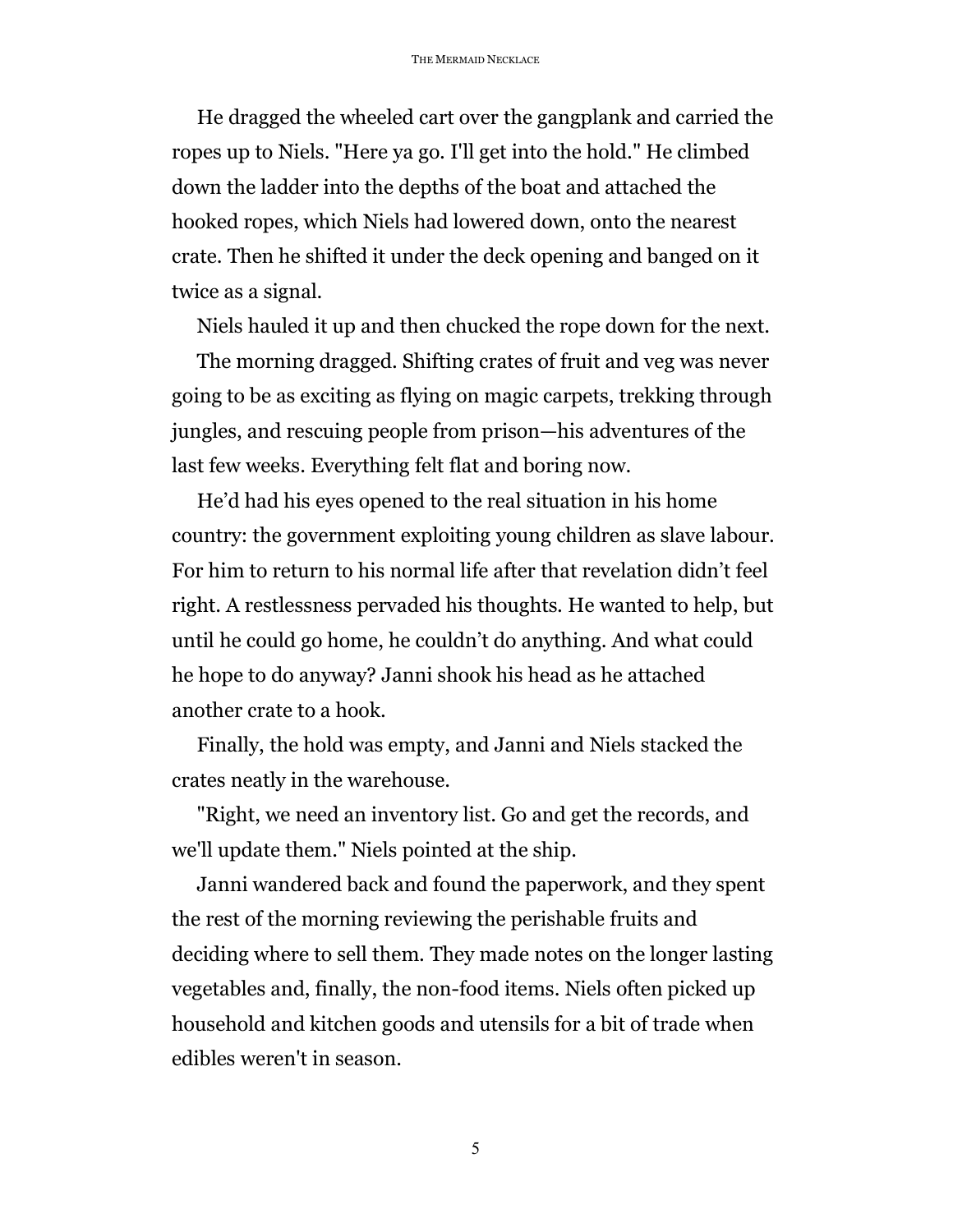He dragged the wheeled cart over the gangplank and carried the ropes up to Niels. "Here ya go. I'll get into the hold." He climbed down the ladder into the depths of the boat and attached the hooked ropes, which Niels had lowered down, onto the nearest crate. Then he shifted it under the deck opening and banged on it twice as a signal.

Niels hauled it up and then chucked the rope down for the next.

The morning dragged. Shifting crates of fruit and veg was never going to be as exciting as flying on magic carpets, trekking through jungles, and rescuing people from prison—his adventures of the last few weeks. Everything felt flat and boring now.

He'd had his eyes opened to the real situation in his home country: the government exploiting young children as slave labour. For him to return to his normal life after that revelation didn't feel right. A restlessness pervaded his thoughts. He wanted to help, but until he could go home, he couldn't do anything. And what could he hope to do anyway? Janni shook his head as he attached another crate to a hook.

Finally, the hold was empty, and Janni and Niels stacked the crates neatly in the warehouse.

"Right, we need an inventory list. Go and get the records, and we'll update them." Niels pointed at the ship.

Janni wandered back and found the paperwork, and they spent the rest of the morning reviewing the perishable fruits and deciding where to sell them. They made notes on the longer lasting vegetables and, finally, the non-food items. Niels often picked up household and kitchen goods and utensils for a bit of trade when edibles weren't in season.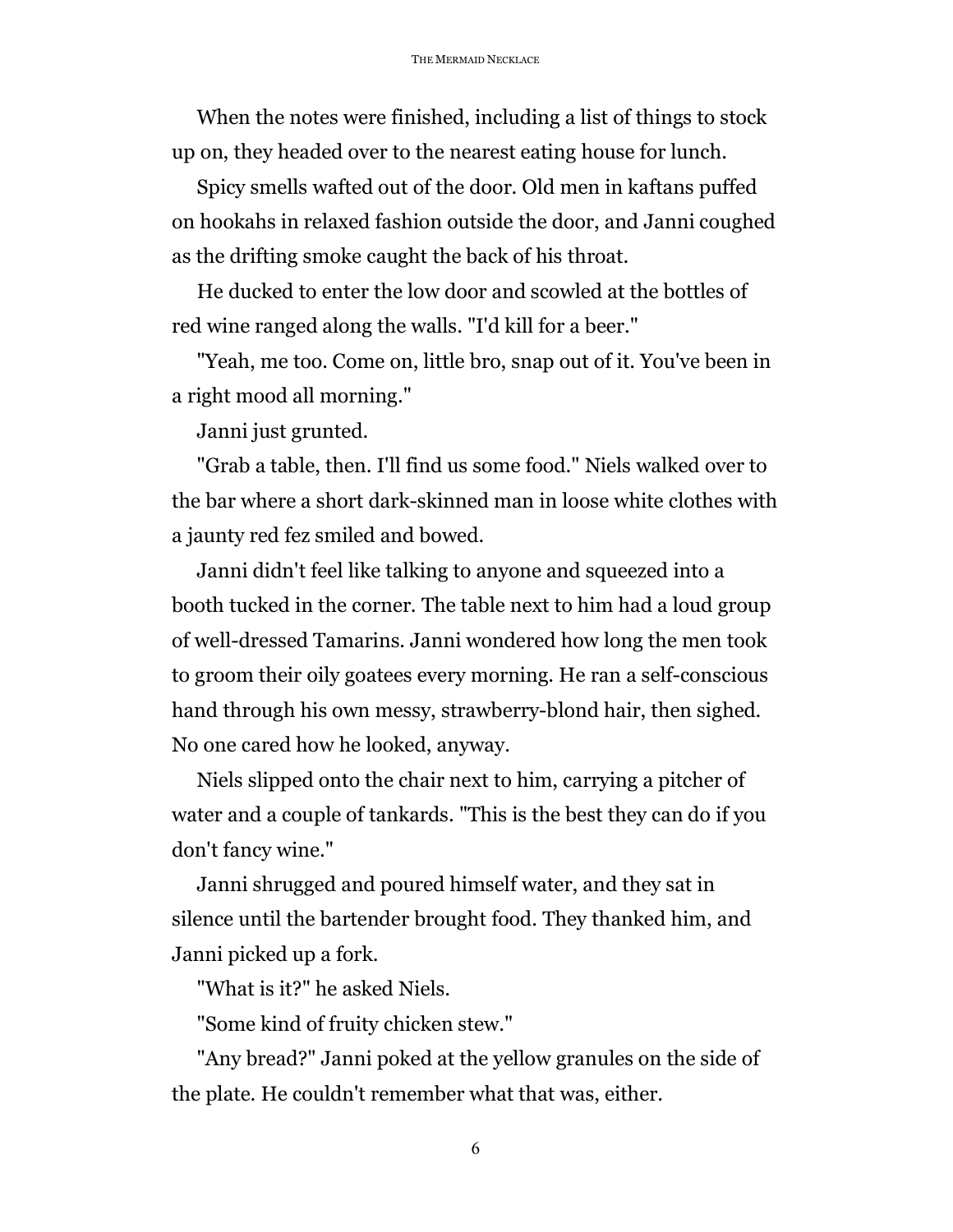When the notes were finished, including a list of things to stock up on, they headed over to the nearest eating house for lunch.

Spicy smells wafted out of the door. Old men in kaftans puffed on hookahs in relaxed fashion outside the door, and Janni coughed as the drifting smoke caught the back of his throat.

He ducked to enter the low door and scowled at the bottles of red wine ranged along the walls. "I'd kill for a beer."

"Yeah, me too. Come on, little bro, snap out of it. You've been in a right mood all morning."

Janni just grunted.

"Grab a table, then. I'll find us some food." Niels walked over to the bar where a short dark-skinned man in loose white clothes with a jaunty red fez smiled and bowed.

Janni didn't feel like talking to anyone and squeezed into a booth tucked in the corner. The table next to him had a loud group of well-dressed Tamarins. Janni wondered how long the men took to groom their oily goatees every morning. He ran a self-conscious hand through his own messy, strawberry-blond hair, then sighed. No one cared how he looked, anyway.

Niels slipped onto the chair next to him, carrying a pitcher of water and a couple of tankards. "This is the best they can do if you don't fancy wine."

Janni shrugged and poured himself water, and they sat in silence until the bartender brought food. They thanked him, and Janni picked up a fork.

"What is it?" he asked Niels.

"Some kind of fruity chicken stew."

"Any bread?" Janni poked at the yellow granules on the side of the plate. He couldn't remember what that was, either.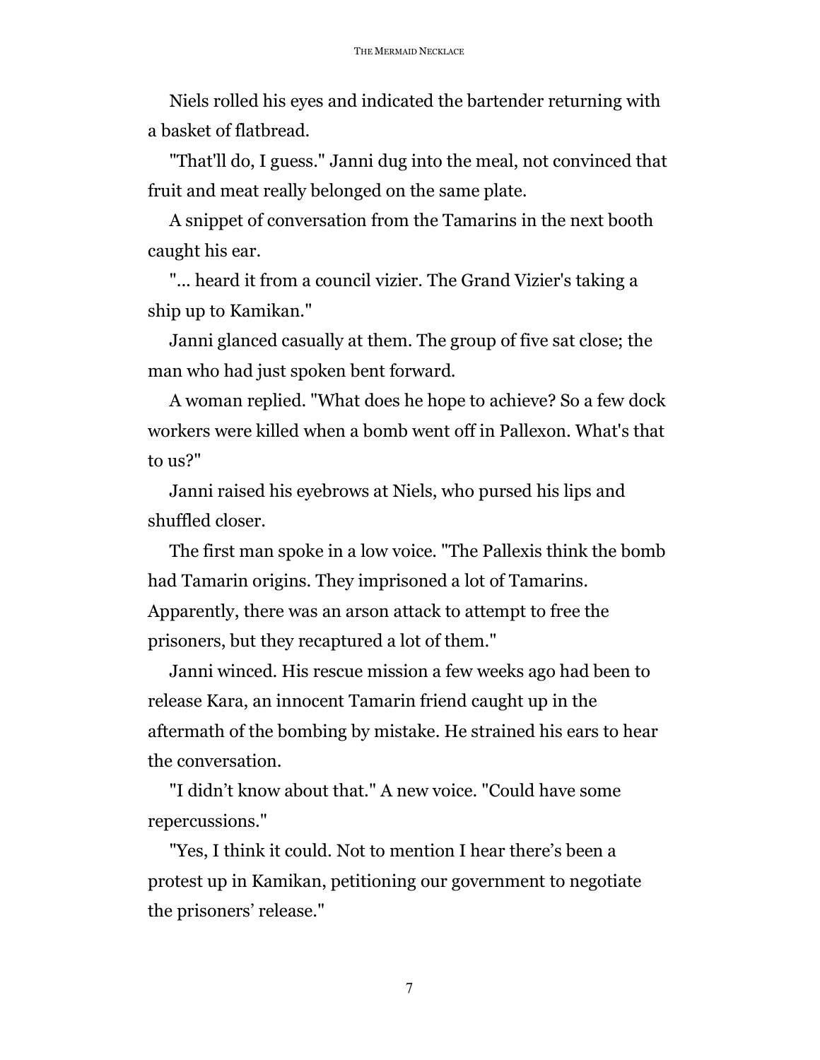Niels rolled his eyes and indicated the bartender returning with a basket of flatbread.

"That'll do, I guess." Janni dug into the meal, not convinced that fruit and meat really belonged on the same plate.

A snippet of conversation from the Tamarins in the next booth caught his ear.

"... heard it from a council vizier. The Grand Vizier's taking a ship up to Kamikan."

Janni glanced casually at them. The group of five sat close; the man who had just spoken bent forward.

A woman replied. "What does he hope to achieve? So a few dock workers were killed when a bomb went off in Pallexon. What's that to us?"

Janni raised his eyebrows at Niels, who pursed his lips and shuffled closer.

The first man spoke in a low voice. "The Pallexis think the bomb had Tamarin origins. They imprisoned a lot of Tamarins. Apparently, there was an arson attack to attempt to free the prisoners, but they recaptured a lot of them."

Janni winced. His rescue mission a few weeks ago had been to release Kara, an innocent Tamarin friend caught up in the aftermath of the bombing by mistake. He strained his ears to hear the conversation.

"I didn’t know about that." A new voice. "Could have some repercussions."

"Yes, I think it could. Not to mention I hear there’s been a protest up in Kamikan, petitioning our government to negotiate the prisoners’ release."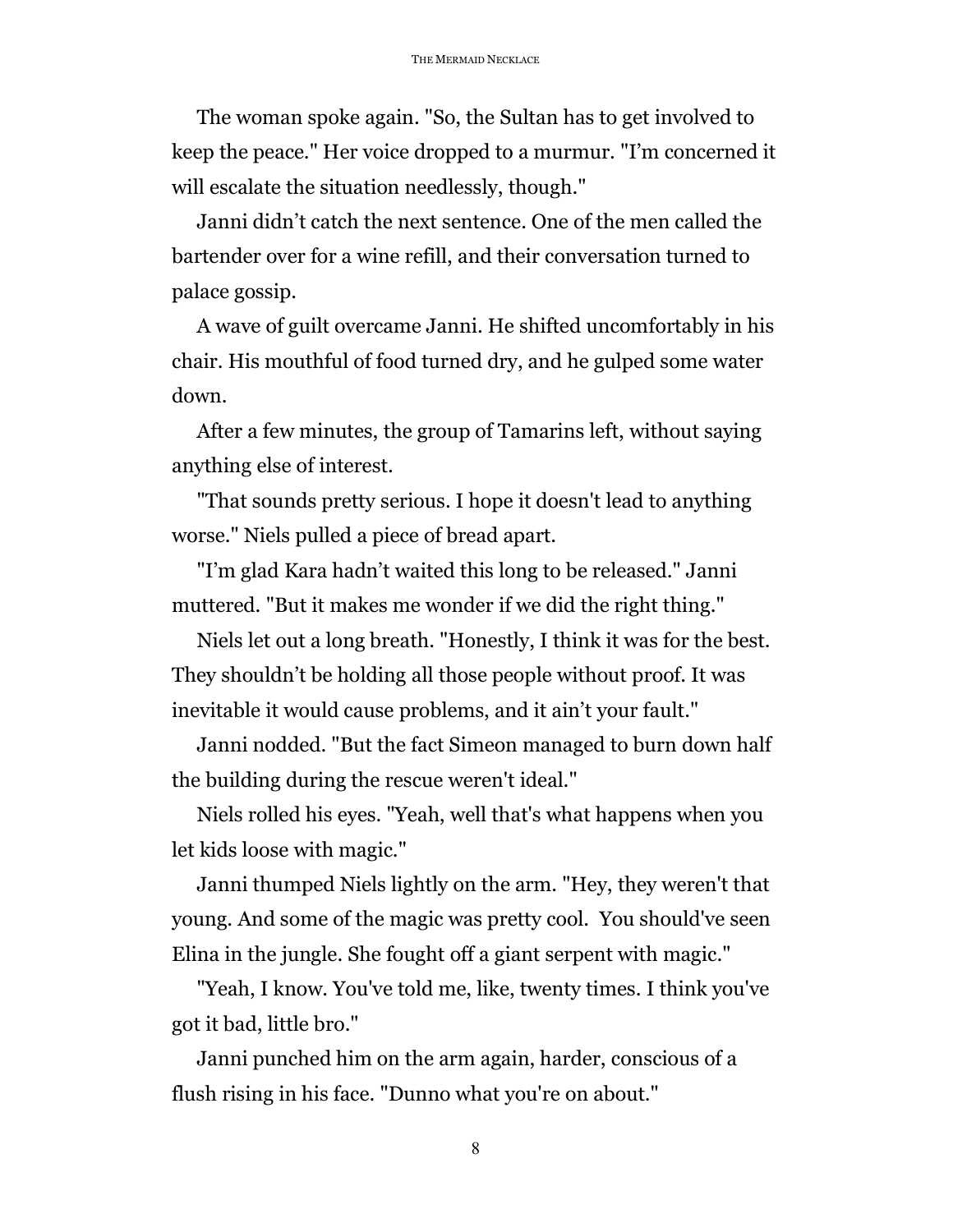The woman spoke again. "So, the Sultan has to get involved to keep the peace." Her voice dropped to a murmur. "I'm concerned it will escalate the situation needlessly, though."

Janni didn't catch the next sentence. One of the men called the bartender over for a wine refill, and their conversation turned to palace gossip.

A wave of guilt overcame Janni. He shifted uncomfortably in his chair. His mouthful of food turned dry, and he gulped some water down.

After a few minutes, the group of Tamarins left, without saying anything else of interest.

"That sounds pretty serious. I hope it doesn't lead to anything worse." Niels pulled a piece of bread apart.

"I'm glad Kara hadn't waited this long to be released." Janni muttered. "But it makes me wonder if we did the right thing."

Niels let out a long breath. "Honestly, I think it was for the best. They shouldn't be holding all those people without proof. It was inevitable it would cause problems, and it ain't your fault."

Janni nodded. "But the fact Simeon managed to burn down half the building during the rescue weren't ideal."

Niels rolled his eyes. "Yeah, well that's what happens when you let kids loose with magic."

Janni thumped Niels lightly on the arm. "Hey, they weren't that young. And some of the magic was pretty cool. You should've seen Elina in the jungle. She fought off a giant serpent with magic."

"Yeah, I know. You've told me, like, twenty times. I think you've got it bad, little bro."

Janni punched him on the arm again, harder, conscious of a flush rising in his face. "Dunno what you're on about."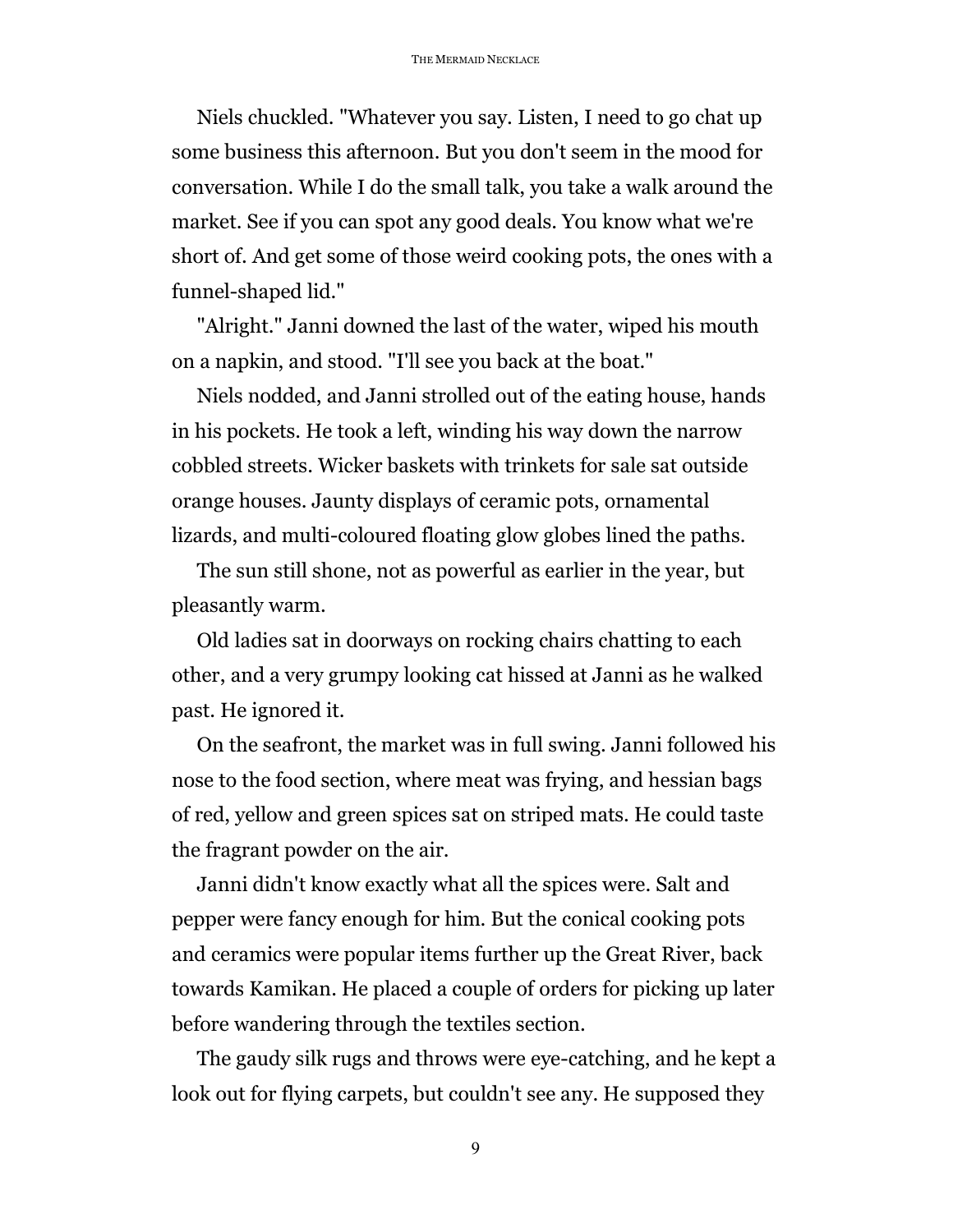Niels chuckled. "Whatever you say. Listen, I need to go chat up some business this afternoon. But you don't seem in the mood for conversation. While I do the small talk, you take a walk around the market. See if you can spot any good deals. You know what we're short of. And get some of those weird cooking pots, the ones with a funnel-shaped lid."

"Alright." Janni downed the last of the water, wiped his mouth on a napkin, and stood. "I'll see you back at the boat."

Niels nodded, and Janni strolled out of the eating house, hands in his pockets. He took a left, winding his way down the narrow cobbled streets. Wicker baskets with trinkets for sale sat outside orange houses. Jaunty displays of ceramic pots, ornamental lizards, and multi-coloured floating glow globes lined the paths.

The sun still shone, not as powerful as earlier in the year, but pleasantly warm.

Old ladies sat in doorways on rocking chairs chatting to each other, and a very grumpy looking cat hissed at Janni as he walked past. He ignored it.

On the seafront, the market was in full swing. Janni followed his nose to the food section, where meat was frying, and hessian bags of red, yellow and green spices sat on striped mats. He could taste the fragrant powder on the air.

Janni didn't know exactly what all the spices were. Salt and pepper were fancy enough for him. But the conical cooking pots and ceramics were popular items further up the Great River, back towards Kamikan. He placed a couple of orders for picking up later before wandering through the textiles section.

The gaudy silk rugs and throws were eye-catching, and he kept a look out for flying carpets, but couldn't see any. He supposed they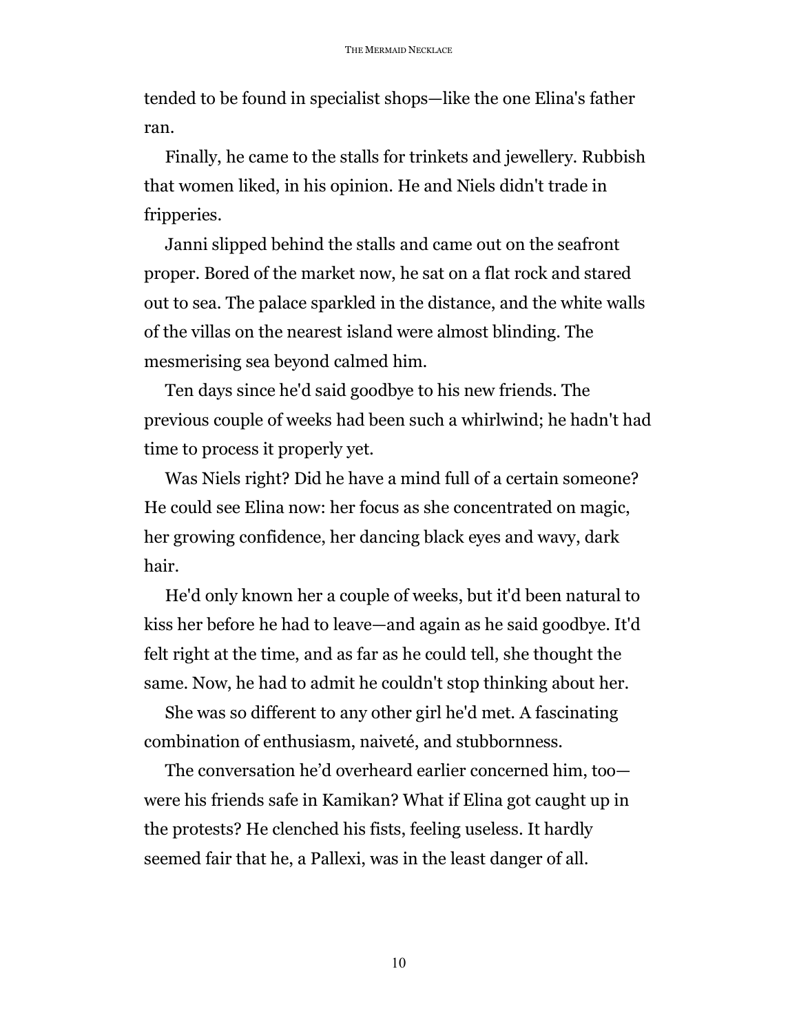tended to be found in specialist shops—like the one Elina's father ran.

Finally, he came to the stalls for trinkets and jewellery. Rubbish that women liked, in his opinion. He and Niels didn't trade in fripperies.

Janni slipped behind the stalls and came out on the seafront proper. Bored of the market now, he sat on a flat rock and stared out to sea. The palace sparkled in the distance, and the white walls of the villas on the nearest island were almost blinding. The mesmerising sea beyond calmed him.

Ten days since he'd said goodbye to his new friends. The previous couple of weeks had been such a whirlwind; he hadn't had time to process it properly yet.

Was Niels right? Did he have a mind full of a certain someone? He could see Elina now: her focus as she concentrated on magic, her growing confidence, her dancing black eyes and wavy, dark hair.

He'd only known her a couple of weeks, but it'd been natural to kiss her before he had to leave—and again as he said goodbye. It'd felt right at the time, and as far as he could tell, she thought the same. Now, he had to admit he couldn't stop thinking about her.

She was so different to any other girl he'd met. A fascinating combination of enthusiasm, naiveté, and stubbornness.

The conversation he'd overheard earlier concerned him, too—were his friends safe in Kamikan? What if Elina got caught up in the protests? He clenched his fists, feeling useless. It hardly seemed fair that he, a Pallexi, was in the least danger of all.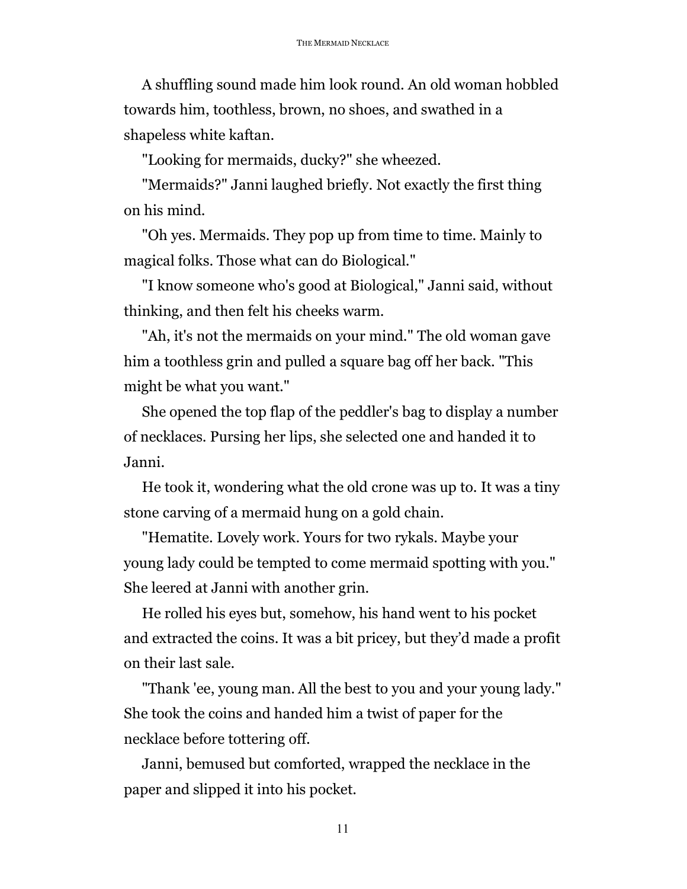A shuffling sound made him look round. An old woman hobbled towards him, toothless, brown, no shoes, and swathed in a shapeless white kaftan.

"Looking for mermaids, ducky?" she wheezed.

"Mermaids?" Janni laughed briefly. Not exactly the first thing on his mind.

"Oh yes. Mermaids. They pop up from time to time. Mainly to magical folks. Those what can do Biological."

"I know someone who's good at Biological," Janni said, without thinking, and then felt his cheeks warm.

"Ah, it's not the mermaids on your mind." The old woman gave him a toothless grin and pulled a square bag off her back. "This might be what you want."

She opened the top flap of the peddler's bag to display a number of necklaces. Pursing her lips, she selected one and handed it to Janni.

He took it, wondering what the old crone was up to. It was a tiny stone carving of a mermaid hung on a gold chain.

"Hematite. Lovely work. Yours for two rykals. Maybe your young lady could be tempted to come mermaid spotting with you." She leered at Janni with another grin.

He rolled his eyes but, somehow, his hand went to his pocket and extracted the coins. It was a bit pricey, but they'd made a profit on their last sale.

"Thank 'ee, young man. All the best to you and your young lady." She took the coins and handed him a twist of paper for the necklace before tottering off.

Janni, bemused but comforted, wrapped the necklace in the paper and slipped it into his pocket.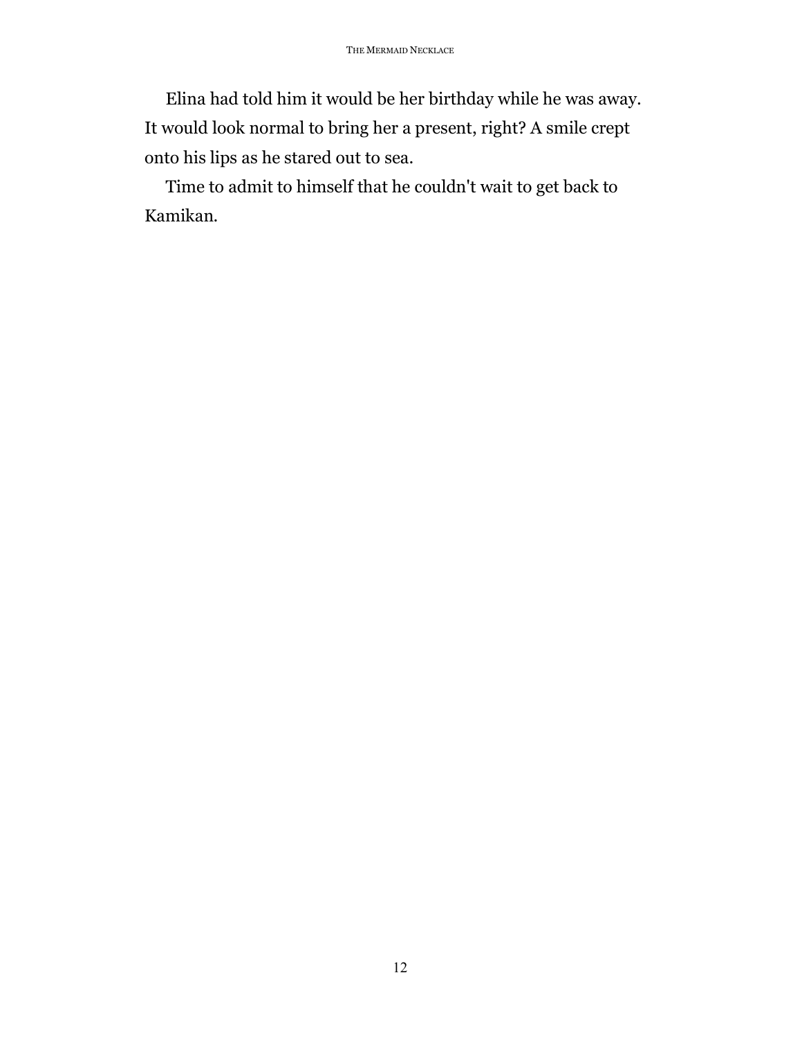Elina had told him it would be her birthday while he was away. It would look normal to bring her a present, right? A smile crept onto his lips as he stared out to sea.

Time to admit to himself that he couldn't wait to get back to Kamikan.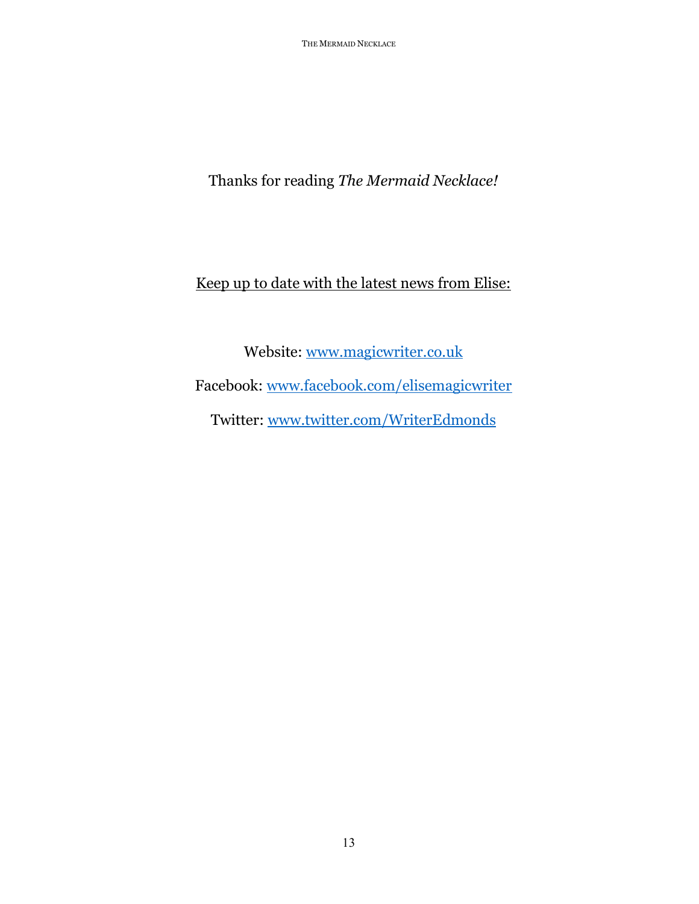Thanks for reading *The Mermaid Necklace!*

Keep up to date with the latest news from Elise:

Website: www.magicwriter.co.uk

Facebook: www.facebook.com/elisemagicwriter

Twitter: www.twitter.com/WriterEdmonds